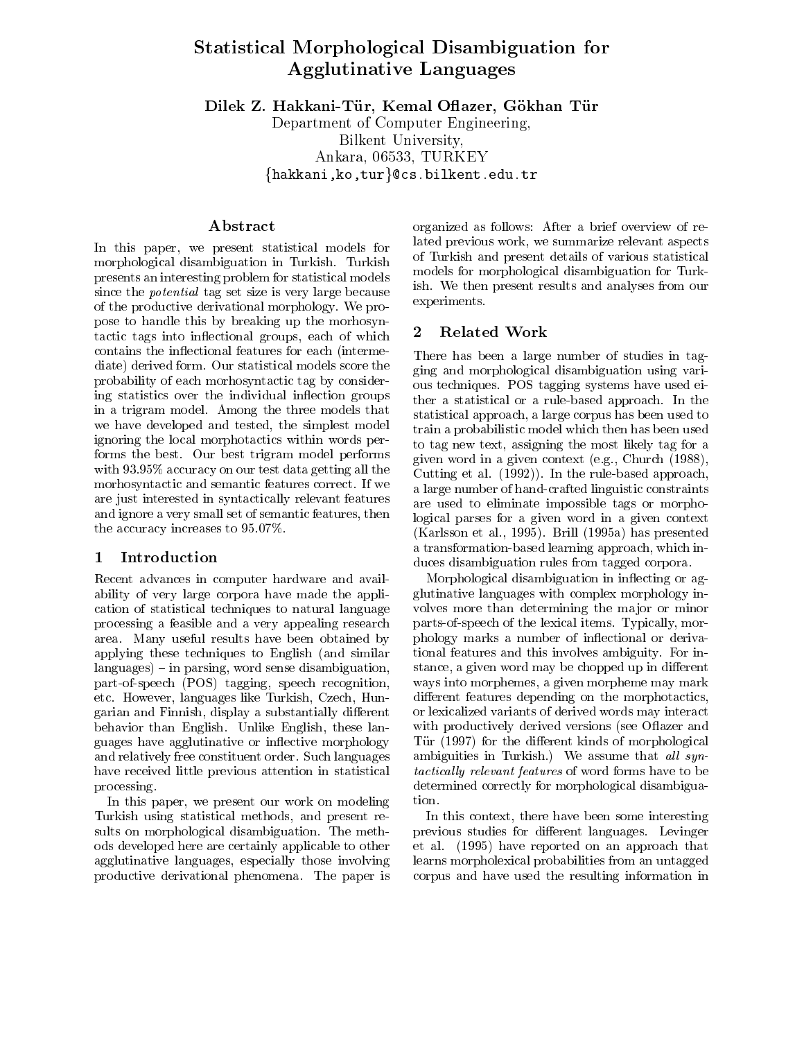# Statistical Morphological Disambiguation for Agglutinative Languages

**Dilek Z. Hakkani-Tür, Kemal Oflazer, Gökhan Tür**

Department of Computer Engineering,
Bilkent University,
Ankara, 06533, TURKEY
{hakkani,ko,tur}@cs.bilkent.edu.tr

## Abstract

In this paper, we present statistical models for morphological disambiguation in Turkish. Turkish presents an interesting problem for statistical models since the *potential* tag set size is very large because of the productive derivational morphology. We propose to handle this by breaking up the morhosyntactic tags into inflectional groups, each of which contains the inflectional features for each (intermediate) derived form. Our statistical models score the probability of each morhosyntactic tag by considering statistics over the individual inflection groups in a trigram model. Among the three models that we have developed and tested, the simplest model ignoring the local morphotactics within words performs the best. Our best trigram model performs with 93.95% accuracy on our test data getting all the morhosyntactic and semantic features correct. If we are just interested in syntactically relevant features and ignore a very small set of semantic features, then the accuracy increases to 95.07%.

## 1 Introduction

Recent advances in computer hardware and availability of very large corpora have made the application of statistical techniques to natural language processing a feasible and a very appealing research area. Many useful results have been obtained by applying these techniques to English (and similar languages) – in parsing, word sense disambiguation, part-of-speech (POS) tagging, speech recognition, etc. However, languages like Turkish, Czech, Hungarian and Finnish, display a substantially different behavior than English. Unlike English, these languages have agglutinative or inflective morphology and relatively free constituent order. Such languages have received little previous attention in statistical processing.

In this paper, we present our work on modeling Turkish using statistical methods, and present results on morphological disambiguation. The methods developed here are certainly applicable to other agglutinative languages, especially those involving productive derivational phenomena. The paper is organized as follows: After a brief overview of related previous work, we summarize relevant aspects of Turkish and present details of various statistical models for morphological disambiguation for Turkish. We then present results and analyses from our experiments.

## 2 Related Work

There has been a large number of studies in tagging and morphological disambiguation using various techniques. POS tagging systems have used either a statistical or a rule-based approach. In the statistical approach, a large corpus has been used to train a probabilistic model which then has been used to tag new text, assigning the most likely tag for a given word in a given context (e.g., Church (1988), Cutting et al. (1992)). In the rule-based approach, a large number of hand-crafted linguistic constraints are used to eliminate impossible tags or morphological parses for a given word in a given context (Karlsson et al., 1995). Brill (1995a) has presented a transformation-based learning approach, which induces disambiguation rules from tagged corpora.

Morphological disambiguation in inflecting or agglutinative languages with complex morphology involves more than determining the major or minor parts-of-speech of the lexical items. Typically, morphology marks a number of inflectional or derivational features and this involves ambiguity. For instance, a given word may be chopped up in different ways into morphemes, a given morpheme may mark different features depending on the morphotactics, or lexicalized variants of derived words may interact with productively derived versions (see Oflazer and Tür (1997) for the different kinds of morphological ambiguities in Turkish.) We assume that *all syntactically relevant features* of word forms have to be determined correctly for morphological disambiguation.

In this context, there have been some interesting previous studies for different languages. Levinger et al. (1995) have reported on an approach that learns morpholexical probabilities from an untagged corpus and have used the resulting information in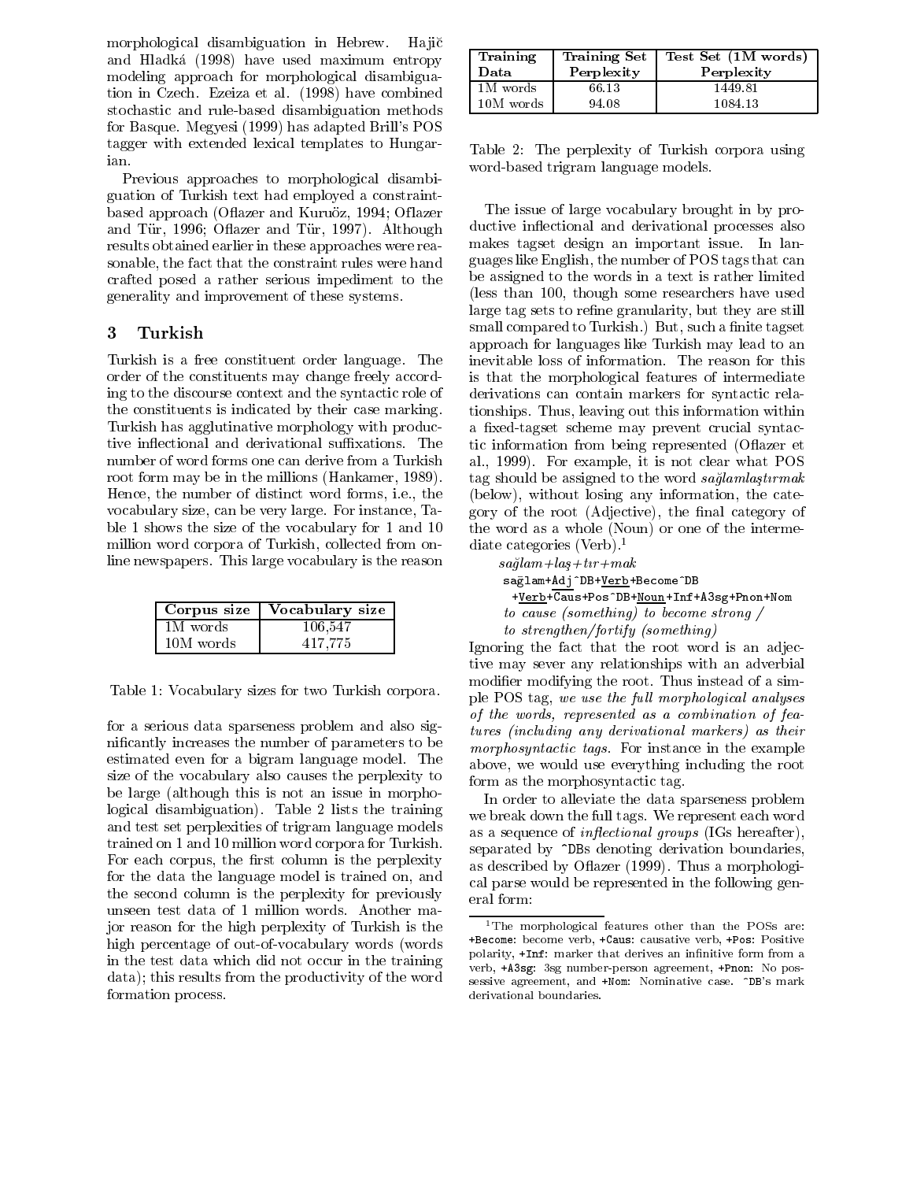morphological disambiguation in Hebrew. Hajič and Hladká (1998) have used maximum entropy modeling approach for morphological disambiguation in Czech. Ezeiza et al. (1998) have combined stochastic and rule-based disambiguation methods for Basque. Megyesi (1999) has adapted Brill's POS tagger with extended lexical templates to Hungarian.

Previous approaches to morphological disambiguation of Turkish text had employed a constraint-based approach (Oflazer and Kuruöz, 1994; Oflazer and Tür, 1996; Oflazer and Tür, 1997). Although results obtained earlier in these approaches were reasonable, the fact that the constraint rules were hand crafted posed a rather serious impediment to the generality and improvement of these systems.

## 3 Turkish

Turkish is a free constituent order language. The order of the constituents may change freely according to the discourse context and the syntactic role of the constituents is indicated by their case marking. Turkish has agglutinative morphology with productive inflectional and derivational suffixations. The number of word forms one can derive from a Turkish root form may be in the millions (Hankamer, 1989). Hence, the number of distinct word forms, i.e., the vocabulary size, can be very large. For instance, Table 1 shows the size of the vocabulary for 1 and 10 million word corpora of Turkish, collected from online newspapers. This large vocabulary is the reason

| Corpus size | Vocabulary size |
|---|---|
| 1M words | 106,547 |
| 10M words | 417,775 |

Table 1: Vocabulary sizes for two Turkish corpora.

for a serious data sparseness problem and also significantly increases the number of parameters to be estimated even for a bigram language model. The size of the vocabulary also causes the perplexity to be large (although this is not an issue in morphological disambiguation). Table 2 lists the training and test set perplexities of trigram language models trained on 1 and 10 million word corpora for Turkish. For each corpus, the first column is the perplexity for the data the language model is trained on, and the second column is the perplexity for previously unseen test data of 1 million words. Another major reason for the high perplexity of Turkish is the high percentage of out-of-vocabulary words (words in the test data which did not occur in the training data); this results from the productivity of the word formation process.

| Training Data | Training Set Perplexity | Test Set (1M words) Perplexity |
|---|---|---|
| 1M words | 66.13 | 1449.81 |
| 10M words | 94.08 | 1084.13 |

Table 2: The perplexity of Turkish corpora using word-based trigram language models.

The issue of large vocabulary brought in by productive inflectional and derivational processes also makes tagset design an important issue. In languages like English, the number of POS tags that can be assigned to the words in a text is rather limited (less than 100, though some researchers have used large tag sets to refine granularity, but they are still small compared to Turkish.) But, such a finite tagset approach for languages like Turkish may lead to an inevitable loss of information. The reason for this is that the morphological features of intermediate derivations can contain markers for syntactic relationships. Thus, leaving out this information within a fixed-tagset scheme may prevent crucial syntactic information from being represented (Oflazer et al., 1999). For example, it is not clear what POS tag should be assigned to the word *sağlamlaştırmak* (below), without losing any information, the category of the root (Adjective), the final category of the word as a whole (Noun) or one of the intermediate categories (Verb).[1]

*sağlam+laş+tır+mak*
`sağlam+Adj^DB+Verb+Become^DB`
`+Verb+Caus+Pos^DB+Noun+Inf+A3sg+Pnon+Nom`
*to cause (something) to become strong /*
*to strengthen/fortify (something)*

Ignoring the fact that the root word is an adjective may sever any relationships with an adverbial modifier modifying the root. Thus instead of a simple POS tag, *we use the full morphological analyses of the words, represented as a combination of features (including any derivational markers) as their morphosyntactic tags.* For instance in the example above, we would use everything including the root form as the morphosyntactic tag.

In order to alleviate the data sparseness problem we break down the full tags. We represent each word as a sequence of *inflectional groups* (IGs hereafter), separated by `^DB`s denoting derivation boundaries, as described by Oflazer (1999). Thus a morphological parse would be represented in the following general form:

[1] The morphological features other than the POSs are: `+Become`: become verb, `+Caus`: causative verb, `+Pos`: Positive polarity, `+Inf`: marker that derives an infinitive form from a verb, `+A3sg`: 3sg number-person agreement, `+Pnon`: No possessive agreement, and `+Nom`: Nominative case. `^DB`'s mark derivational boundaries.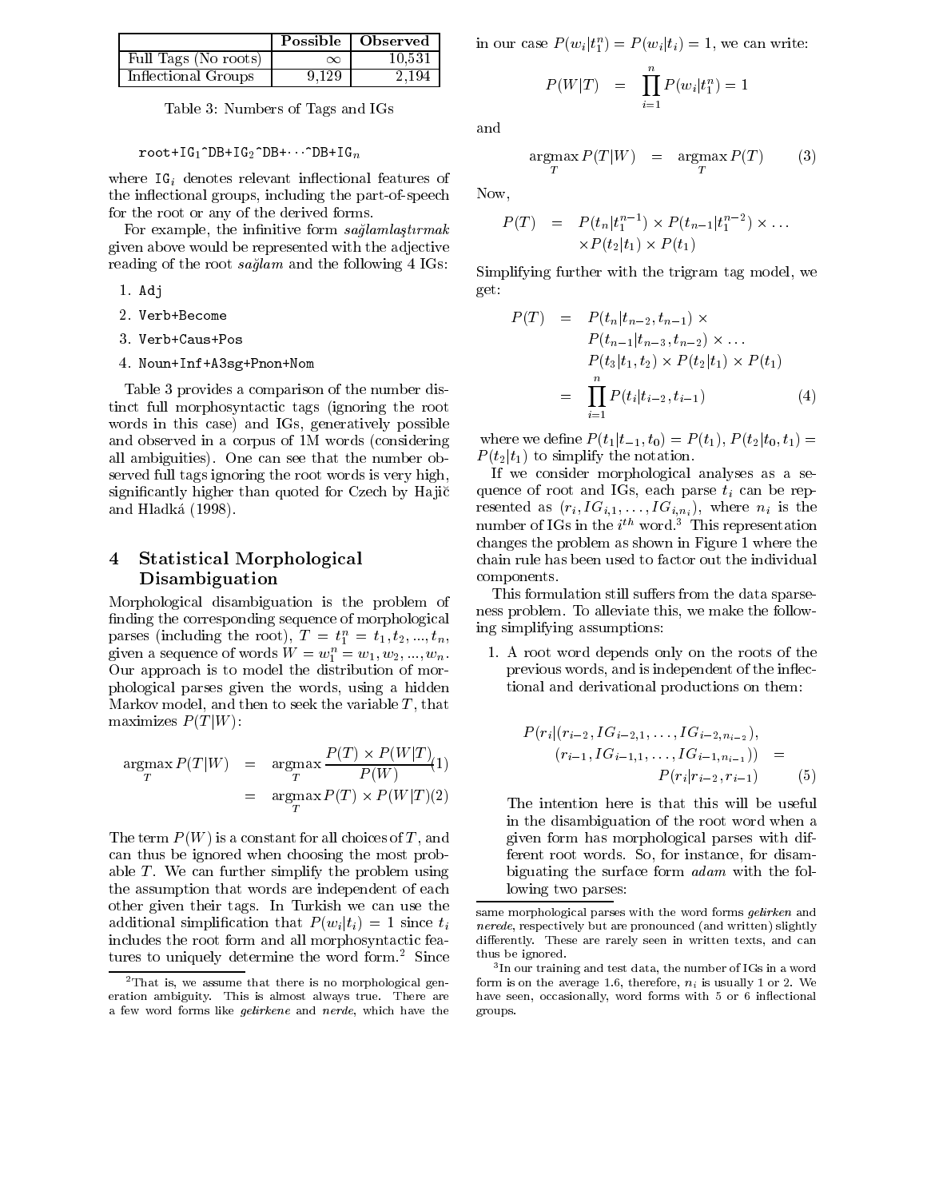| | Possible | Observed |
|---|---|---|
| Full Tags (No roots) | $\infty$ | 10,531 |
| Inflectional Groups | 9,129 | 2,194 |

Table 3: Numbers of Tags and IGs

$$\texttt{root+IG}_1\texttt{\^{}DB+IG}_2\texttt{\^{}DB+}\cdots\texttt{\^{}DB+IG}_n$$

where $\texttt{IG}_i$ denotes relevant inflectional features of the inflectional groups, including the part-of-speech for the root or any of the derived forms.

For example, the infinitive form *sağlamlaştırmak* given above would be represented with the adjective reading of the root *sağlam* and the following 4 IGs:

1. `Adj`
2. `Verb+Become`
3. `Verb+Caus+Pos`
4. `Noun+Inf+A3sg+Pnon+Nom`

Table 3 provides a comparison of the number distinct full morphosyntactic tags (ignoring the root words in this case) and IGs, generatively possible and observed in a corpus of 1M words (considering all ambiguities). One can see that the number observed full tags ignoring the root words is very high, significantly higher than quoted for Czech by Hajič and Hladká (1998).

# 4 Statistical Morphological Disambiguation

Morphological disambiguation is the problem of finding the corresponding sequence of morphological parses (including the root), $T = t_1^n = t_1, t_2, ..., t_n$, given a sequence of words $W = w_1^n = w_1, w_2, ..., w_n$. Our approach is to model the distribution of morphological parses given the words, using a hidden Markov model, and then to seek the variable $T$, that maximizes $P(T|W)$:

$$\begin{aligned}\operatorname*{argmax}_T P(T|W) &= \operatorname*{argmax}_T \frac{P(T) \times P(W|T)}{P(W)} \quad (1)\\ &= \operatorname*{argmax}_T P(T) \times P(W|T) \quad (2)\end{aligned}$$

The term $P(W)$ is a constant for all choices of $T$, and can thus be ignored when choosing the most probable $T$. We can further simplify the problem using the assumption that words are independent of each other given their tags. In Turkish we can use the additional simplification that $P(w_i|t_i) = 1$ since $t_i$ includes the root form and all morphosyntactic features to uniquely determine the word form.[2] Since in our case $P(w_i|t_1^n) = P(w_i|t_i) = 1$, we can write:

$$P(W|T) = \prod_{i=1}^{n} P(w_i|t_1^n) = 1$$

and

$$\operatorname*{argmax}_T P(T|W) = \operatorname*{argmax}_T P(T) \quad (3)$$

Now,

$$\begin{aligned}P(T) = &P(t_n|t_1^{n-1}) \times P(t_{n-1}|t_1^{n-2}) \times \dots\\ &\times P(t_2|t_1) \times P(t_1)\end{aligned}$$

Simplifying further with the trigram tag model, we get:

$$\begin{aligned}P(T) &= P(t_n|t_{n-2}, t_{n-1}) \times\\ &\quad P(t_{n-1}|t_{n-3}, t_{n-2}) \times \dots\\ &\quad P(t_3|t_1, t_2) \times P(t_2|t_1) \times P(t_1)\\ &= \prod_{i=1}^{n} P(t_i|t_{i-2}, t_{i-1}) \quad (4)\end{aligned}$$

where we define $P(t_1|t_{-1}, t_0) = P(t_1)$, $P(t_2|t_0, t_1) = P(t_2|t_1)$ to simplify the notation.

If we consider morphological analyses as a sequence of root and IGs, each parse $t_i$ can be represented as $(r_i, IG_{i,1}, \dots, IG_{i,n_i})$, where $n_i$ is the number of IGs in the $i^{th}$ word.[3] This representation changes the problem as shown in Figure 1 where the chain rule has been used to factor out the individual components.

This formulation still suffers from the data sparseness problem. To alleviate this, we make the following simplifying assumptions:

1. A root word depends only on the roots of the previous words, and is independent of the inflectional and derivational productions on them:

$$\begin{aligned}P(r_i|(r_{i-2}, IG_{i-2,1}, \dots, IG_{i-2,n_{i-2}}),\\ (r_{i-1}, IG_{i-1,1}, \dots, IG_{i-1,n_{i-1}})) =\\ P(r_i|r_{i-2}, r_{i-1}) \quad (5)\end{aligned}$$

   The intention here is that this will be useful in the disambiguation of the root word when a given form has morphological parses with different root words. So, for instance, for disambiguating the surface form *adam* with the following two parses:

[2] That is, we assume that there is no morphological generation ambiguity. This is almost always true. There are a few word forms like *gelirkene* and *nerde*, which have the same morphological parses with the word forms *gelirken* and *nerede*, respectively but are pronounced (and written) slightly differently. These are rarely seen in written texts, and can thus be ignored.

[3] In our training and test data, the number of IGs in a word form is on the average 1.6, therefore, $n_i$ is usually 1 or 2. We have seen, occasionally, word forms with 5 or 6 inflectional groups.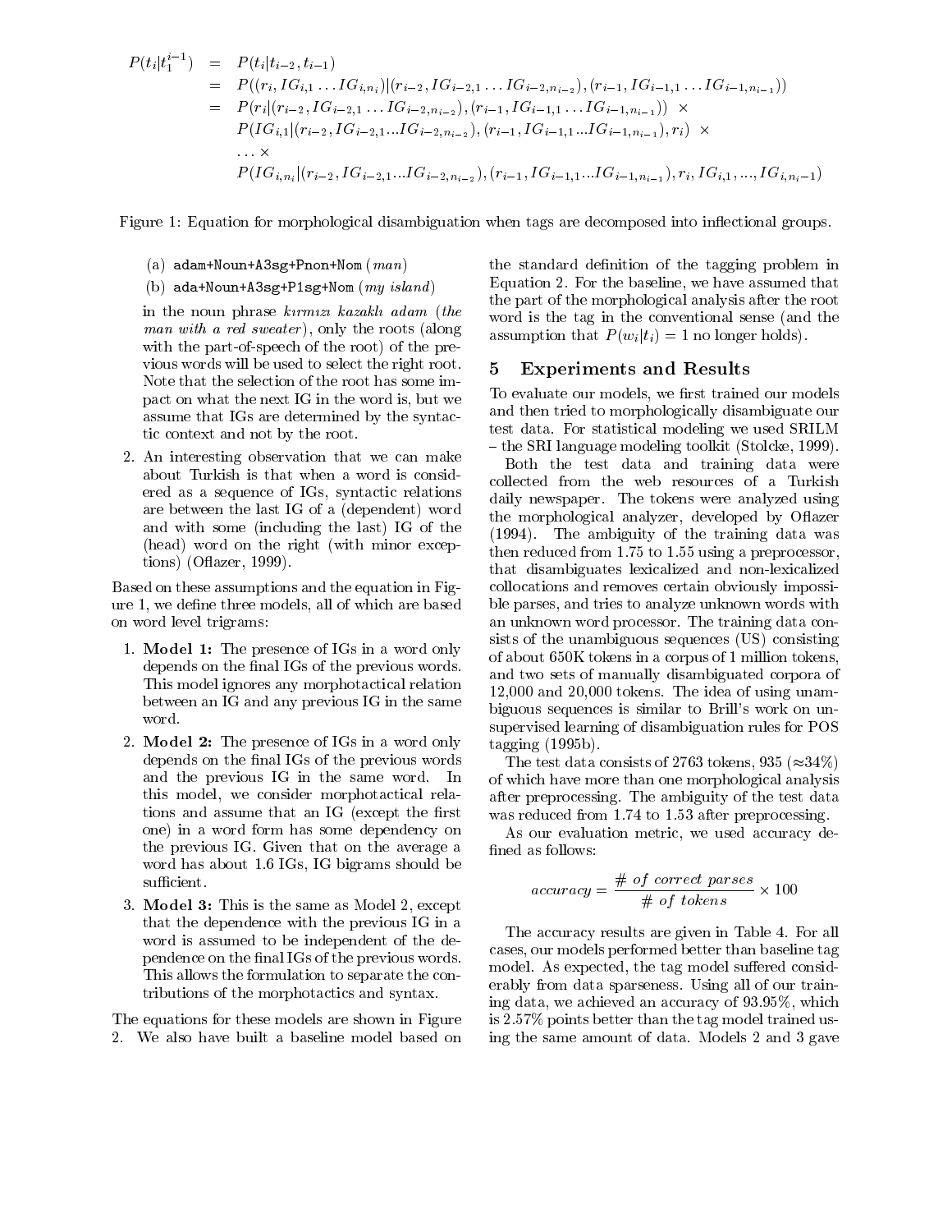$$
\begin{aligned}
P(t_i|t_1^{i-1}) &= P(t_i|t_{i-2}, t_{i-1}) \\
&= P((r_i, IG_{i,1} \ldots IG_{i,n_i})|(r_{i-2}, IG_{i-2,1} \ldots IG_{i-2,n_{i-2}}), (r_{i-1}, IG_{i-1,1} \ldots IG_{i-1,n_{i-1}})) \\
&= P(r_i|(r_{i-2}, IG_{i-2,1} \ldots IG_{i-2,n_{i-2}}), (r_{i-1}, IG_{i-1,1} \ldots IG_{i-1,n_{i-1}})) \;\times \\
&\quad P(IG_{i,1}|(r_{i-2}, IG_{i-2,1} ... IG_{i-2,n_{i-2}}), (r_{i-1}, IG_{i-1,1} ... IG_{i-1,n_{i-1}}), r_i) \;\times \\
&\quad \ldots \times \\
&\quad P(IG_{i,n_i}|(r_{i-2}, IG_{i-2,1} ... IG_{i-2,n_{i-2}}), (r_{i-1}, IG_{i-1,1} ... IG_{i-1,n_{i-1}}), r_i, IG_{i,1}, ..., IG_{i,n_i-1})
\end{aligned}
$$

Figure 1: Equation for morphological disambiguation when tags are decomposed into inflectional groups.

(a) `adam+Noun+A3sg+Pnon+Nom` (*man*)

(b) `ada+Noun+A3sg+P1sg+Nom` (*my island*)

in the noun phrase *kırmızı kazaklı adam* (*the man with a red sweater*), only the roots (along with the part-of-speech of the root) of the previous words will be used to select the right root. Note that the selection of the root has some impact on what the next IG in the word is, but we assume that IGs are determined by the syntactic context and not by the root.

2. An interesting observation that we can make about Turkish is that when a word is considered as a sequence of IGs, syntactic relations are between the last IG of a (dependent) word and with some (including the last) IG of the (head) word on the right (with minor exceptions) (Oflazer, 1999).

Based on these assumptions and the equation in Figure 1, we define three models, all of which are based on word level trigrams:

1. **Model 1:** The presence of IGs in a word only depends on the final IGs of the previous words. This model ignores any morphotactical relation between an IG and any previous IG in the same word.

2. **Model 2:** The presence of IGs in a word only depends on the final IGs of the previous words and the previous IG in the same word. In this model, we consider morphotactical relations and assume that an IG (except the first one) in a word form has some dependency on the previous IG. Given that on the average a word has about 1.6 IGs, IG bigrams should be sufficient.

3. **Model 3:** This is the same as Model 2, except that the dependence with the previous IG in a word is assumed to be independent of the dependence on the final IGs of the previous words. This allows the formulation to separate the contributions of the morphotactics and syntax.

The equations for these models are shown in Figure 2. We also have built a baseline model based on the standard definition of the tagging problem in Equation 2. For the baseline, we have assumed that the part of the morphological analysis after the root word is the tag in the conventional sense (and the assumption that $P(w_i|t_i) = 1$ no longer holds).

## 5 Experiments and Results

To evaluate our models, we first trained our models and then tried to morphologically disambiguate our test data. For statistical modeling we used SRILM – the SRI language modeling toolkit (Stolcke, 1999).

Both the test data and training data were collected from the web resources of a Turkish daily newspaper. The tokens were analyzed using the morphological analyzer, developed by Oflazer (1994). The ambiguity of the training data was then reduced from 1.75 to 1.55 using a preprocessor, that disambiguates lexicalized and non-lexicalized collocations and removes certain obviously impossible parses, and tries to analyze unknown words with an unknown word processor. The training data consists of the unambiguous sequences (US) consisting of about 650K tokens in a corpus of 1 million tokens, and two sets of manually disambiguated corpora of 12,000 and 20,000 tokens. The idea of using unambiguous sequences is similar to Brill's work on unsupervised learning of disambiguation rules for POS tagging (1995b).

The test data consists of 2763 tokens, 935 (≈34%) of which have more than one morphological analysis after preprocessing. The ambiguity of the test data was reduced from 1.74 to 1.53 after preprocessing.

As our evaluation metric, we used accuracy defined as follows:

$$
accuracy = \frac{\#\ of\ correct\ parses}{\#\ of\ tokens} \times 100
$$

The accuracy results are given in Table 4. For all cases, our models performed better than baseline tag model. As expected, the tag model suffered considerably from data sparseness. Using all of our training data, we achieved an accuracy of 93.95%, which is 2.57% points better than the tag model trained using the same amount of data. Models 2 and 3 gave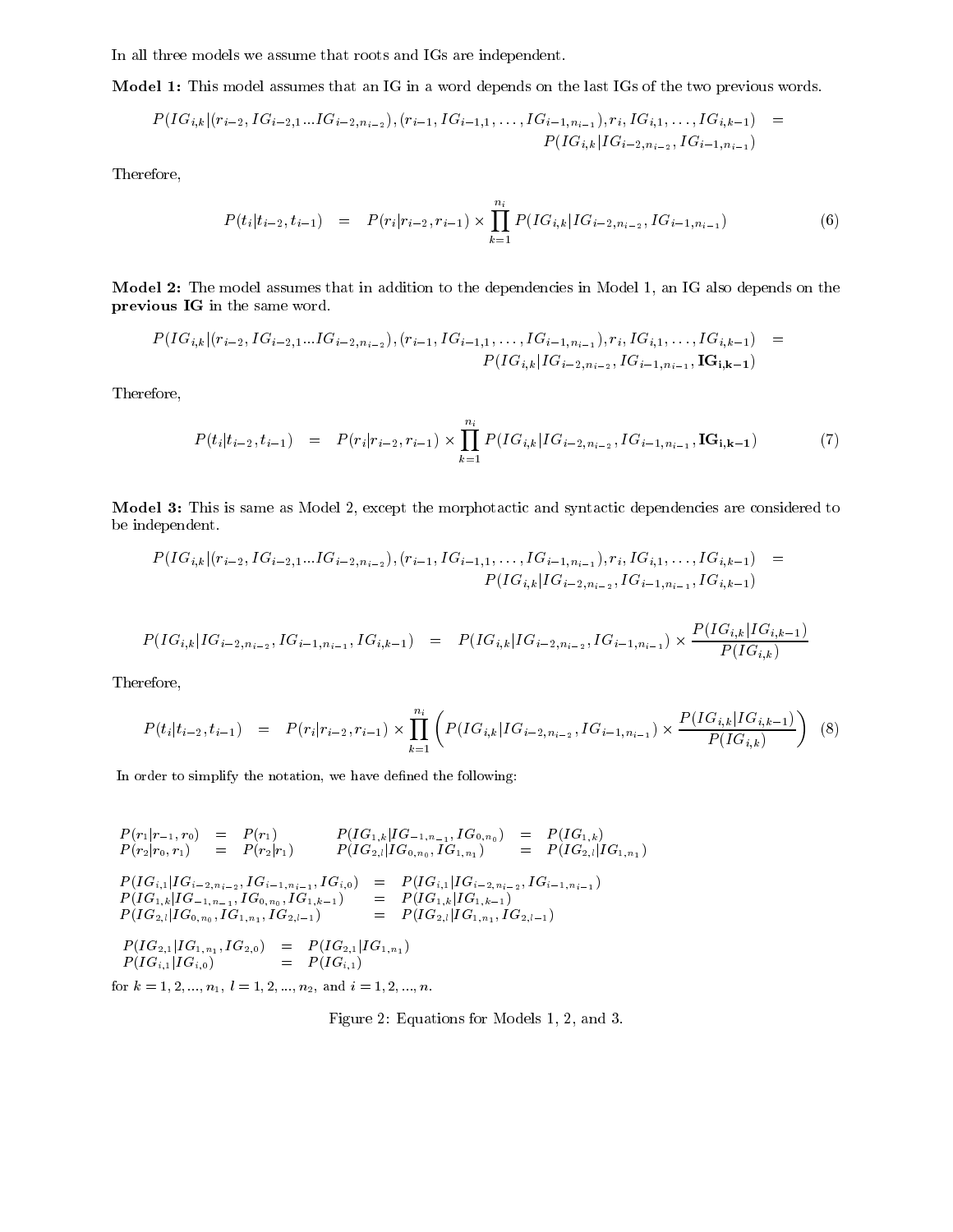In all three models we assume that roots and IGs are independent.

**Model 1:** This model assumes that an IG in a word depends on the last IGs of the two previous words.

$$P(IG_{i,k}|(r_{i-2}, IG_{i-2,1}...IG_{i-2,n_{i-2}}), (r_{i-1}, IG_{i-1,1}, \ldots, IG_{i-1,n_{i-1}}), r_i, IG_{i,1}, \ldots, IG_{i,k-1}) = P(IG_{i,k}|IG_{i-2,n_{i-2}}, IG_{i-1,n_{i-1}})$$

Therefore,

$$P(t_i|t_{i-2}, t_{i-1}) = P(r_i|r_{i-2}, r_{i-1}) \times \prod_{k=1}^{n_i} P(IG_{i,k}|IG_{i-2,n_{i-2}}, IG_{i-1,n_{i-1}}) \tag{6}$$

**Model 2:** The model assumes that in addition to the dependencies in Model 1, an IG also depends on the **previous IG** in the same word.

$$P(IG_{i,k}|(r_{i-2}, IG_{i-2,1}...IG_{i-2,n_{i-2}}), (r_{i-1}, IG_{i-1,1}, \ldots, IG_{i-1,n_{i-1}}), r_i, IG_{i,1}, \ldots, IG_{i,k-1}) = P(IG_{i,k}|IG_{i-2,n_{i-2}}, IG_{i-1,n_{i-1}}, \mathbf{IG_{i,k-1}})$$

Therefore,

$$P(t_i|t_{i-2}, t_{i-1}) = P(r_i|r_{i-2}, r_{i-1}) \times \prod_{k=1}^{n_i} P(IG_{i,k}|IG_{i-2,n_{i-2}}, IG_{i-1,n_{i-1}}, \mathbf{IG_{i,k-1}}) \tag{7}$$

**Model 3:** This is same as Model 2, except the morphotactic and syntactic dependencies are considered to be independent.

$$P(IG_{i,k}|(r_{i-2}, IG_{i-2,1}...IG_{i-2,n_{i-2}}), (r_{i-1}, IG_{i-1,1}, \ldots, IG_{i-1,n_{i-1}}), r_i, IG_{i,1}, \ldots, IG_{i,k-1}) = P(IG_{i,k}|IG_{i-2,n_{i-2}}, IG_{i-1,n_{i-1}}, IG_{i,k-1})$$

$$P(IG_{i,k}|IG_{i-2,n_{i-2}}, IG_{i-1,n_{i-1}}, IG_{i,k-1}) = P(IG_{i,k}|IG_{i-2,n_{i-2}}, IG_{i-1,n_{i-1}}) \times \frac{P(IG_{i,k}|IG_{i,k-1})}{P(IG_{i,k})}$$

Therefore,

$$P(t_i|t_{i-2}, t_{i-1}) = P(r_i|r_{i-2}, r_{i-1}) \times \prod_{k=1}^{n_i} \left( P(IG_{i,k}|IG_{i-2,n_{i-2}}, IG_{i-1,n_{i-1}}) \times \frac{P(IG_{i,k}|IG_{i,k-1})}{P(IG_{i,k})} \right) \tag{8}$$

In order to simplify the notation, we have defined the following:

$$P(r_1|r_{-1}, r_0) = P(r_1) \qquad P(IG_{1,k}|IG_{-1,n_{-1}}, IG_{0,n_0}) = P(IG_{1,k})$$
$$P(r_2|r_0, r_1) = P(r_2|r_1) \qquad P(IG_{2,l}|IG_{0,n_0}, IG_{1,n_1}) = P(IG_{2,l}|IG_{1,n_1})$$

$$P(IG_{i,1}|IG_{i-2,n_{i-2}}, IG_{i-1,n_{i-1}}, IG_{i,0}) = P(IG_{i,1}|IG_{i-2,n_{i-2}}, IG_{i-1,n_{i-1}})$$
$$P(IG_{1,k}|IG_{-1,n_{-1}}, IG_{0,n_0}, IG_{1,k-1}) = P(IG_{1,k}|IG_{1,k-1})$$
$$P(IG_{2,l}|IG_{0,n_0}, IG_{1,n_1}, IG_{2,l-1}) = P(IG_{2,l}|IG_{1,n_1}, IG_{2,l-1})$$

$$P(IG_{2,1}|IG_{1,n_1}, IG_{2,0}) = P(IG_{2,1}|IG_{1,n_1})$$
$$P(IG_{i,1}|IG_{i,0}) = P(IG_{i,1})$$

for $k = 1, 2, ..., n_1$, $l = 1, 2, ..., n_2$, and $i = 1, 2, ..., n$.

Figure 2: Equations for Models 1, 2, and 3.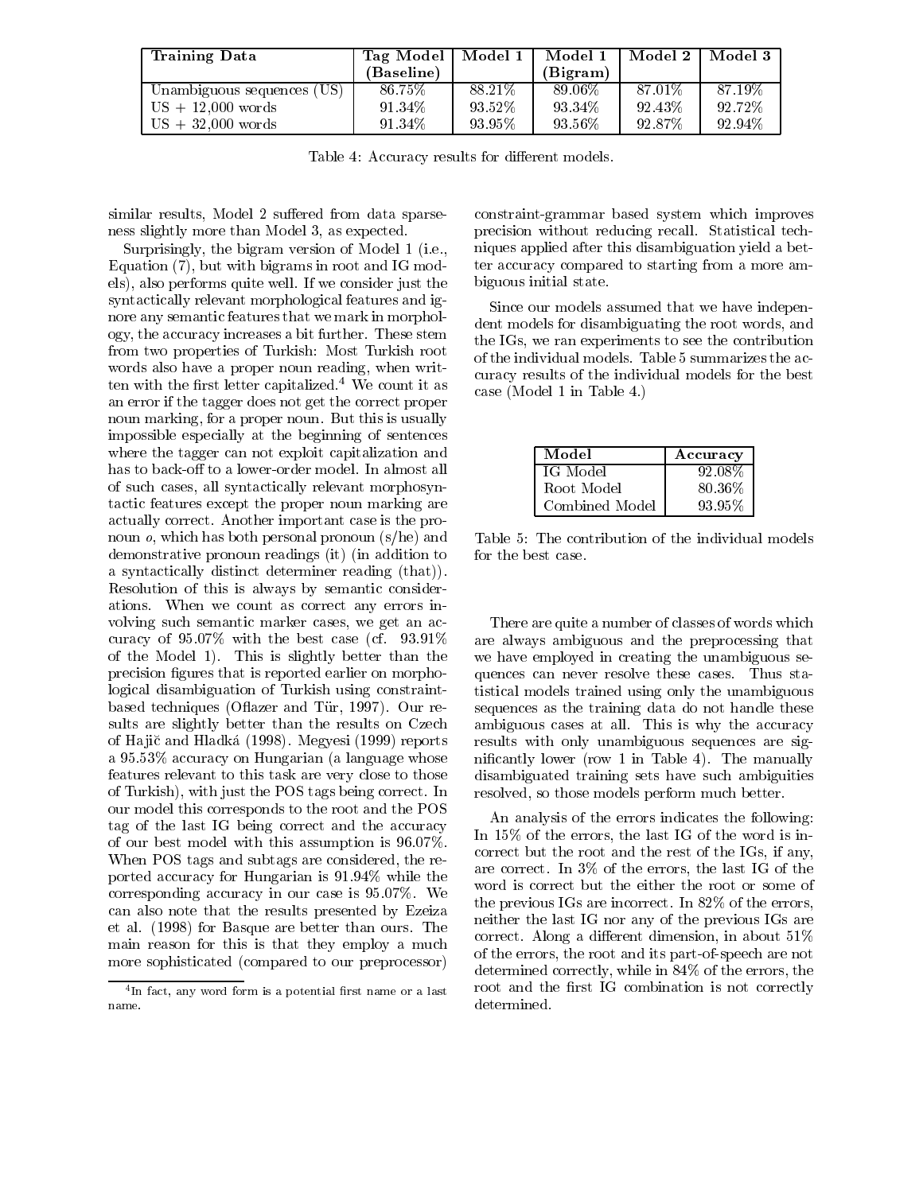| Training Data | Tag Model (Baseline) | Model 1 | Model 1 (Bigram) | Model 2 | Model 3 |
|---|---|---|---|---|---|
| Unambiguous sequences (US) | 86.75% | 88.21% | 89.06% | 87.01% | 87.19% |
| US + 12,000 words | 91.34% | 93.52% | 93.34% | 92.43% | 92.72% |
| US + 32,000 words | 91.34% | 93.95% | 93.56% | 92.87% | 92.94% |

Table 4: Accuracy results for different models.

similar results, Model 2 suffered from data sparseness slightly more than Model 3, as expected.

Surprisingly, the bigram version of Model 1 (i.e., Equation (7), but with bigrams in root and IG models), also performs quite well. If we consider just the syntactically relevant morphological features and ignore any semantic features that we mark in morphology, the accuracy increases a bit further. These stem from two properties of Turkish: Most Turkish root words also have a proper noun reading, when written with the first letter capitalized.[4] We count it as an error if the tagger does not get the correct proper noun marking, for a proper noun. But this is usually impossible especially at the beginning of sentences where the tagger can not exploit capitalization and has to back-off to a lower-order model. In almost all of such cases, all syntactically relevant morphosyntactic features except the proper noun marking are actually correct. Another important case is the pronoun *o*, which has both personal pronoun (s/he) and demonstrative pronoun readings (it) (in addition to a syntactically distinct determiner reading (that)). Resolution of this is always by semantic considerations. When we count as correct any errors involving such semantic marker cases, we get an accuracy of 95.07% with the best case (cf. 93.91% of the Model 1). This is slightly better than the precision figures that is reported earlier on morphological disambiguation of Turkish using constraint-based techniques (Oflazer and Tür, 1997). Our results are slightly better than the results on Czech of Hajič and Hladká (1998). Megyesi (1999) reports a 95.53% accuracy on Hungarian (a language whose features relevant to this task are very close to those of Turkish), with just the POS tags being correct. In our model this corresponds to the root and the POS tag of the last IG being correct and the accuracy of our best model with this assumption is 96.07%. When POS tags and subtags are considered, the reported accuracy for Hungarian is 91.94% while the corresponding accuracy in our case is 95.07%. We can also note that the results presented by Ezeiza et al. (1998) for Basque are better than ours. The main reason for this is that they employ a much more sophisticated (compared to our preprocessor) constraint-grammar based system which improves precision without reducing recall. Statistical techniques applied after this disambiguation yield a better accuracy compared to starting from a more ambiguous initial state.

[4] In fact, any word form is a potential first name or a last name.

Since our models assumed that we have independent models for disambiguating the root words, and the IGs, we ran experiments to see the contribution of the individual models. Table 5 summarizes the accuracy results of the individual models for the best case (Model 1 in Table 4.)

| Model | Accuracy |
|---|---|
| IG Model | 92.08% |
| Root Model | 80.36% |
| Combined Model | 93.95% |

Table 5: The contribution of the individual models for the best case.

There are quite a number of classes of words which are always ambiguous and the preprocessing that we have employed in creating the unambiguous sequences can never resolve these cases. Thus statistical models trained using only the unambiguous sequences as the training data do not handle these ambiguous cases at all. This is why the accuracy results with only unambiguous sequences are significantly lower (row 1 in Table 4). The manually disambiguated training sets have such ambiguities resolved, so those models perform much better.

An analysis of the errors indicates the following: In 15% of the errors, the last IG of the word is incorrect but the root and the rest of the IGs, if any, are correct. In 3% of the errors, the last IG of the word is correct but the either the root or some of the previous IGs are incorrect. In 82% of the errors, neither the last IG nor any of the previous IGs are correct. Along a different dimension, in about 51% of the errors, the root and its part-of-speech are not determined correctly, while in 84% of the errors, the root and the first IG combination is not correctly determined.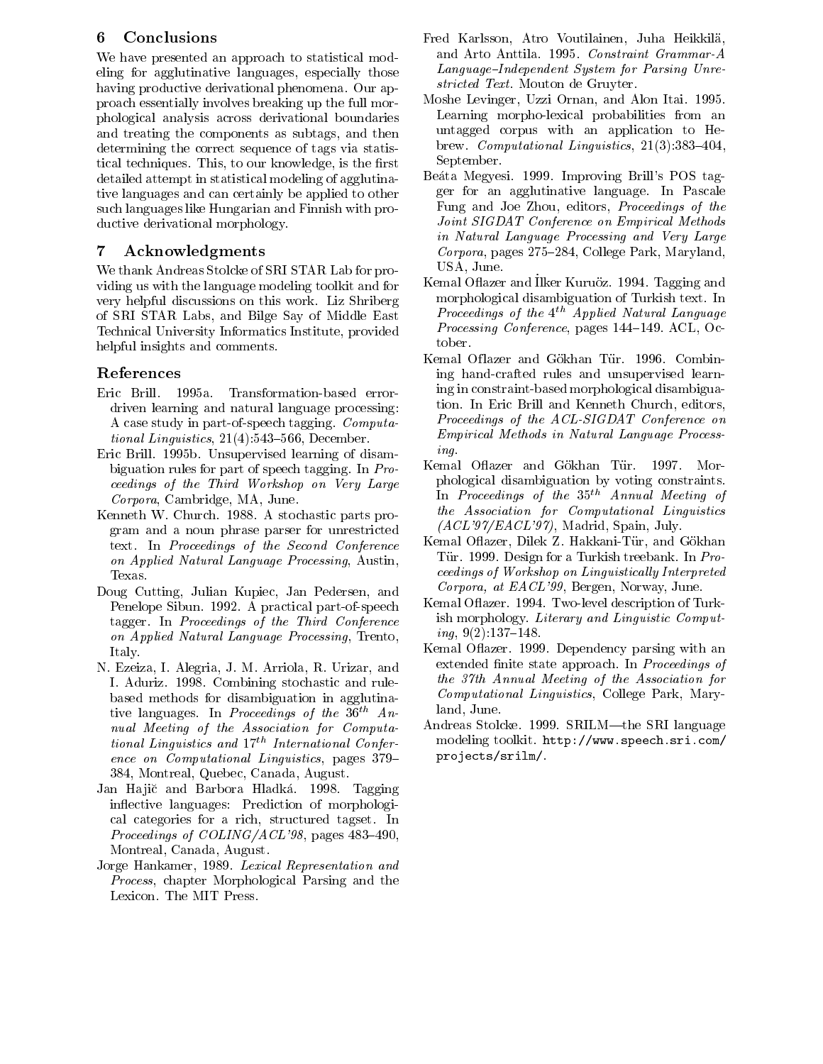## 6 Conclusions

We have presented an approach to statistical modeling for agglutinative languages, especially those having productive derivational phenomena. Our approach essentially involves breaking up the full morphological analysis across derivational boundaries and treating the components as subtags, and then determining the correct sequence of tags via statistical techniques. This, to our knowledge, is the first detailed attempt in statistical modeling of agglutinative languages and can certainly be applied to other such languages like Hungarian and Finnish with productive derivational morphology.

## 7 Acknowledgments

We thank Andreas Stolcke of SRI STAR Lab for providing us with the language modeling toolkit and for very helpful discussions on this work. Liz Shriberg of SRI STAR Labs, and Bilge Say of Middle East Technical University Informatics Institute, provided helpful insights and comments.

## References

Eric Brill. 1995a. Transformation-based error-driven learning and natural language processing: A case study in part-of-speech tagging. *Computational Linguistics*, 21(4):543–566, December.

Eric Brill. 1995b. Unsupervised learning of disambiguation rules for part of speech tagging. In *Proceedings of the Third Workshop on Very Large Corpora*, Cambridge, MA, June.

Kenneth W. Church. 1988. A stochastic parts program and a noun phrase parser for unrestricted text. In *Proceedings of the Second Conference on Applied Natural Language Processing*, Austin, Texas.

Doug Cutting, Julian Kupiec, Jan Pedersen, and Penelope Sibun. 1992. A practical part-of-speech tagger. In *Proceedings of the Third Conference on Applied Natural Language Processing*, Trento, Italy.

N. Ezeiza, I. Alegria, J. M. Arriola, R. Urizar, and I. Aduriz. 1998. Combining stochastic and rule-based methods for disambiguation in agglutinative languages. In *Proceedings of the 36th Annual Meeting of the Association for Computational Linguistics and 17th International Conference on Computational Linguistics*, pages 379–384, Montreal, Quebec, Canada, August.

Jan Hajič and Barbora Hladká. 1998. Tagging inflective languages: Prediction of morphological categories for a rich, structured tagset. In *Proceedings of COLING/ACL'98*, pages 483–490, Montreal, Canada, August.

Jorge Hankamer, 1989. *Lexical Representation and Process*, chapter Morphological Parsing and the Lexicon. The MIT Press.

Fred Karlsson, Atro Voutilainen, Juha Heikkilä, and Arto Anttila. 1995. *Constraint Grammar-A Language–Independent System for Parsing Unrestricted Text*. Mouton de Gruyter.

Moshe Levinger, Uzzi Ornan, and Alon Itai. 1995. Learning morpho-lexical probabilities from an untagged corpus with an application to Hebrew. *Computational Linguistics*, 21(3):383–404, September.

Beáta Megyesi. 1999. Improving Brill's POS tagger for an agglutinative language. In Pascale Fung and Joe Zhou, editors, *Proceedings of the Joint SIGDAT Conference on Empirical Methods in Natural Language Processing and Very Large Corpora*, pages 275–284, College Park, Maryland, USA, June.

Kemal Oflazer and İlker Kuruöz. 1994. Tagging and morphological disambiguation of Turkish text. In *Proceedings of the 4th Applied Natural Language Processing Conference*, pages 144–149. ACL, October.

Kemal Oflazer and Gökhan Tür. 1996. Combining hand-crafted rules and unsupervised learning in constraint-based morphological disambiguation. In Eric Brill and Kenneth Church, editors, *Proceedings of the ACL-SIGDAT Conference on Empirical Methods in Natural Language Processing*.

Kemal Oflazer and Gökhan Tür. 1997. Morphological disambiguation by voting constraints. In *Proceedings of the 35th Annual Meeting of the Association for Computational Linguistics (ACL'97/EACL'97)*, Madrid, Spain, July.

Kemal Oflazer, Dilek Z. Hakkani-Tür, and Gökhan Tür. 1999. Design for a Turkish treebank. In *Proceedings of Workshop on Linguistically Interpreted Corpora, at EACL'99*, Bergen, Norway, June.

Kemal Oflazer. 1994. Two-level description of Turkish morphology. *Literary and Linguistic Computing*, 9(2):137–148.

Kemal Oflazer. 1999. Dependency parsing with an extended finite state approach. In *Proceedings of the 37th Annual Meeting of the Association for Computational Linguistics*, College Park, Maryland, June.

Andreas Stolcke. 1999. SRILM—the SRI language modeling toolkit. `http://www.speech.sri.com/projects/srilm/`.